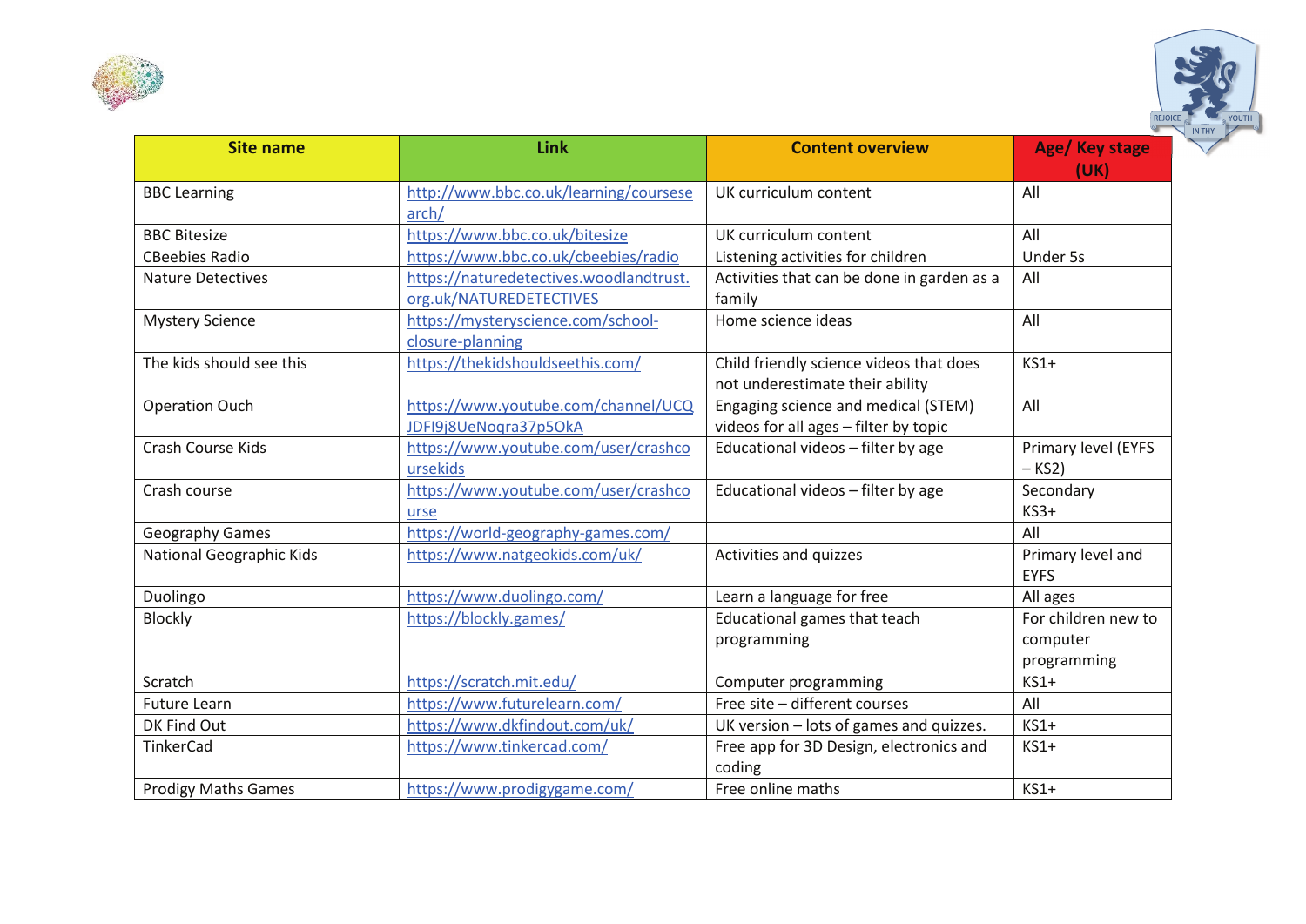| Site name | Link | Content overview | Age/ Key stage (UK) |
| --- | --- | --- | --- |
| BBC Learning | http://www.bbc.co.uk/learning/coursesearch/ | UK curriculum content | All |
| BBC Bitesize | https://www.bbc.co.uk/bitesize | UK curriculum content | All |
| CBeebies Radio | https://www.bbc.co.uk/cbeebies/radio | Listening activities for children | Under 5s |
| Nature Detectives | https://naturedetectives.woodlandtrust.org.uk/NATUREDETECTIVES | Activities that can be done in garden as a family | All |
| Mystery Science | https://mysteryscience.com/school-closure-planning | Home science ideas | All |
| The kids should see this | https://thekidshouldseethis.com/ | Child friendly science videos that does not underestimate their ability | KS1+ |
| Operation Ouch | https://www.youtube.com/channel/UCQJDFI9j8UeNoqra37p5OkA | Engaging science and medical (STEM) videos for all ages – filter by topic | All |
| Crash Course Kids | https://www.youtube.com/user/crashcoursekids | Educational videos – filter by age | Primary level (EYFS – KS2) |
| Crash course | https://www.youtube.com/user/crashcourse | Educational videos – filter by age | Secondary KS3+ |
| Geography Games | https://world-geography-games.com/ | | All |
| National Geographic Kids | https://www.natgeokids.com/uk/ | Activities and quizzes | Primary level and EYFS |
| Duolingo | https://www.duolingo.com/ | Learn a language for free | All ages |
| Blockly | https://blockly.games/ | Educational games that teach programming | For children new to computer programming |
| Scratch | https://scratch.mit.edu/ | Computer programming | KS1+ |
| Future Learn | https://www.futurelearn.com/ | Free site – different courses | All |
| DK Find Out | https://www.dkfindout.com/uk/ | UK version – lots of games and quizzes. | KS1+ |
| TinkerCad | https://www.tinkercad.com/ | Free app for 3D Design, electronics and coding | KS1+ |
| Prodigy Maths Games | https://www.prodigygame.com/ | Free online maths | KS1+ |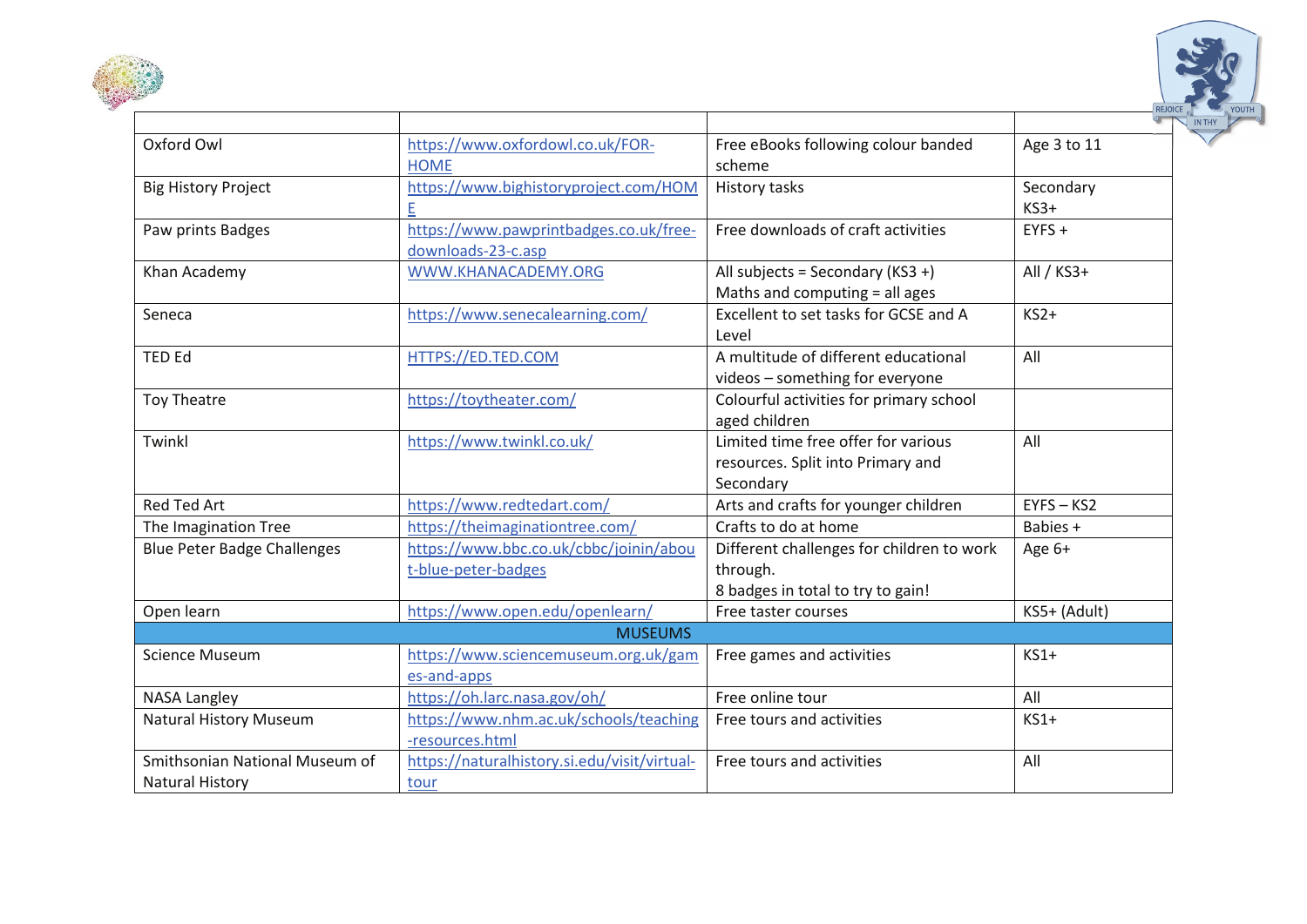| | | | |
|---|---|---|---|
| Oxford Owl | https://www.oxfordowl.co.uk/FOR-HOME | Free eBooks following colour banded scheme | Age 3 to 11 |
| Big History Project | https://www.bighistoryproject.com/HOME | History tasks | Secondary KS3+ |
| Paw prints Badges | https://www.pawprintbadges.co.uk/free-downloads-23-c.asp | Free downloads of craft activities | EYFS + |
| Khan Academy | WWW.KHANACADEMY.ORG | All subjects = Secondary (KS3 +)<br>Maths and computing = all ages | All / KS3+ |
| Seneca | https://www.senecalearning.com/ | Excellent to set tasks for GCSE and A Level | KS2+ |
| TED Ed | HTTPS://ED.TED.COM | A multitude of different educational videos – something for everyone | All |
| Toy Theatre | https://toytheater.com/ | Colourful activities for primary school aged children | |
| Twinkl | https://www.twinkl.co.uk/ | Limited time free offer for various resources. Split into Primary and Secondary | All |
| Red Ted Art | https://www.redtedart.com/ | Arts and crafts for younger children | EYFS – KS2 |
| The Imagination Tree | https://theimaginationtree.com/ | Crafts to do at home | Babies + |
| Blue Peter Badge Challenges | https://www.bbc.co.uk/cbbc/joinin/about-blue-peter-badges | Different challenges for children to work through.<br>8 badges in total to try to gain! | Age 6+ |
| Open learn | https://www.open.edu/openlearn/ | Free taster courses | KS5+ (Adult) |
| | | MUSEUMS | |
| Science Museum | https://www.sciencemuseum.org.uk/games-and-apps | Free games and activities | KS1+ |
| NASA Langley | https://oh.larc.nasa.gov/oh/ | Free online tour | All |
| Natural History Museum | https://www.nhm.ac.uk/schools/teaching-resources.html | Free tours and activities | KS1+ |
| Smithsonian National Museum of Natural History | https://naturalhistory.si.edu/visit/virtual-tour | Free tours and activities | All |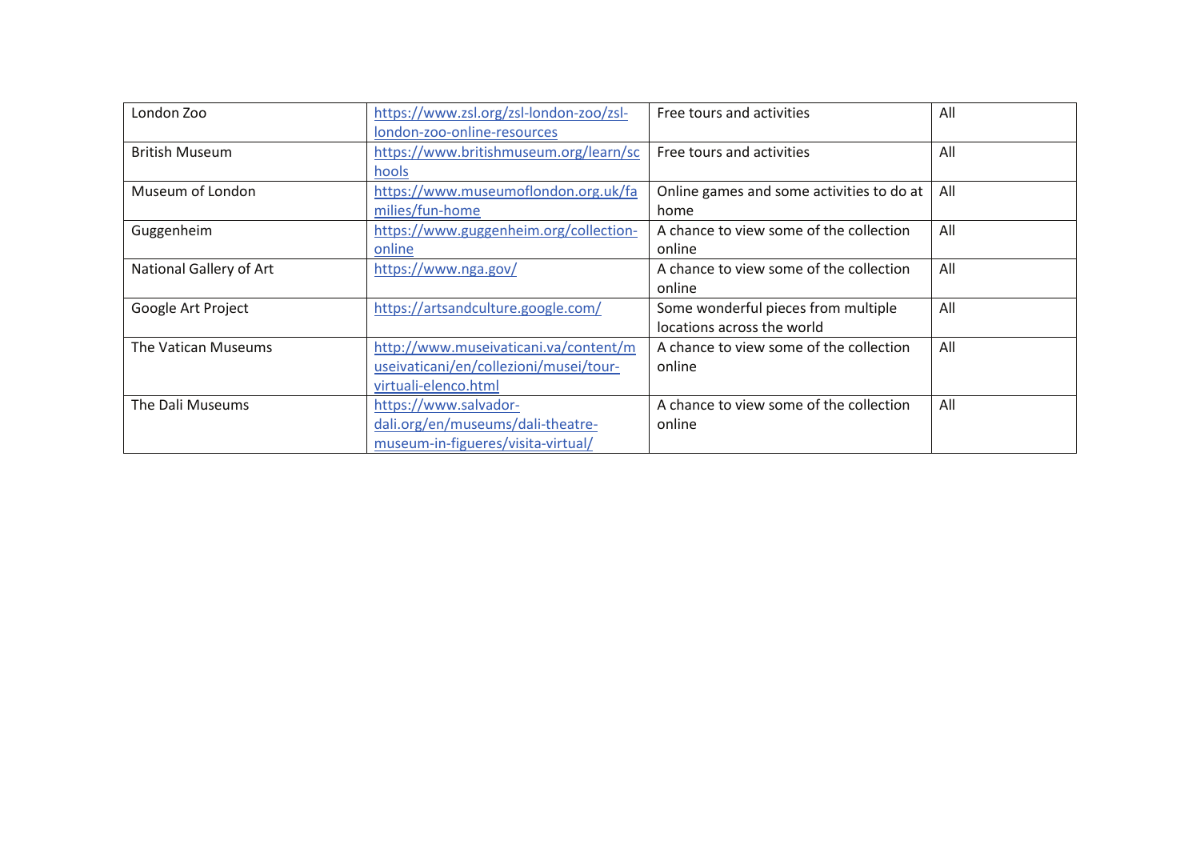| | | | |
|---|---|---|---|
| London Zoo | https://www.zsl.org/zsl-london-zoo/zsl-london-zoo-online-resources | Free tours and activities | All |
| British Museum | https://www.britishmuseum.org/learn/schools | Free tours and activities | All |
| Museum of London | https://www.museumoflondon.org.uk/families/fun-home | Online games and some activities to do at home | All |
| Guggenheim | https://www.guggenheim.org/collection-online | A chance to view some of the collection online | All |
| National Gallery of Art | https://www.nga.gov/ | A chance to view some of the collection online | All |
| Google Art Project | https://artsandculture.google.com/ | Some wonderful pieces from multiple locations across the world | All |
| The Vatican Museums | http://www.museivaticani.va/content/museivaticani/en/collezioni/musei/tour-virtuali-elenco.html | A chance to view some of the collection online | All |
| The Dali Museums | https://www.salvador-dali.org/en/museums/dali-theatre-museum-in-figueres/visita-virtual/ | A chance to view some of the collection online | All |